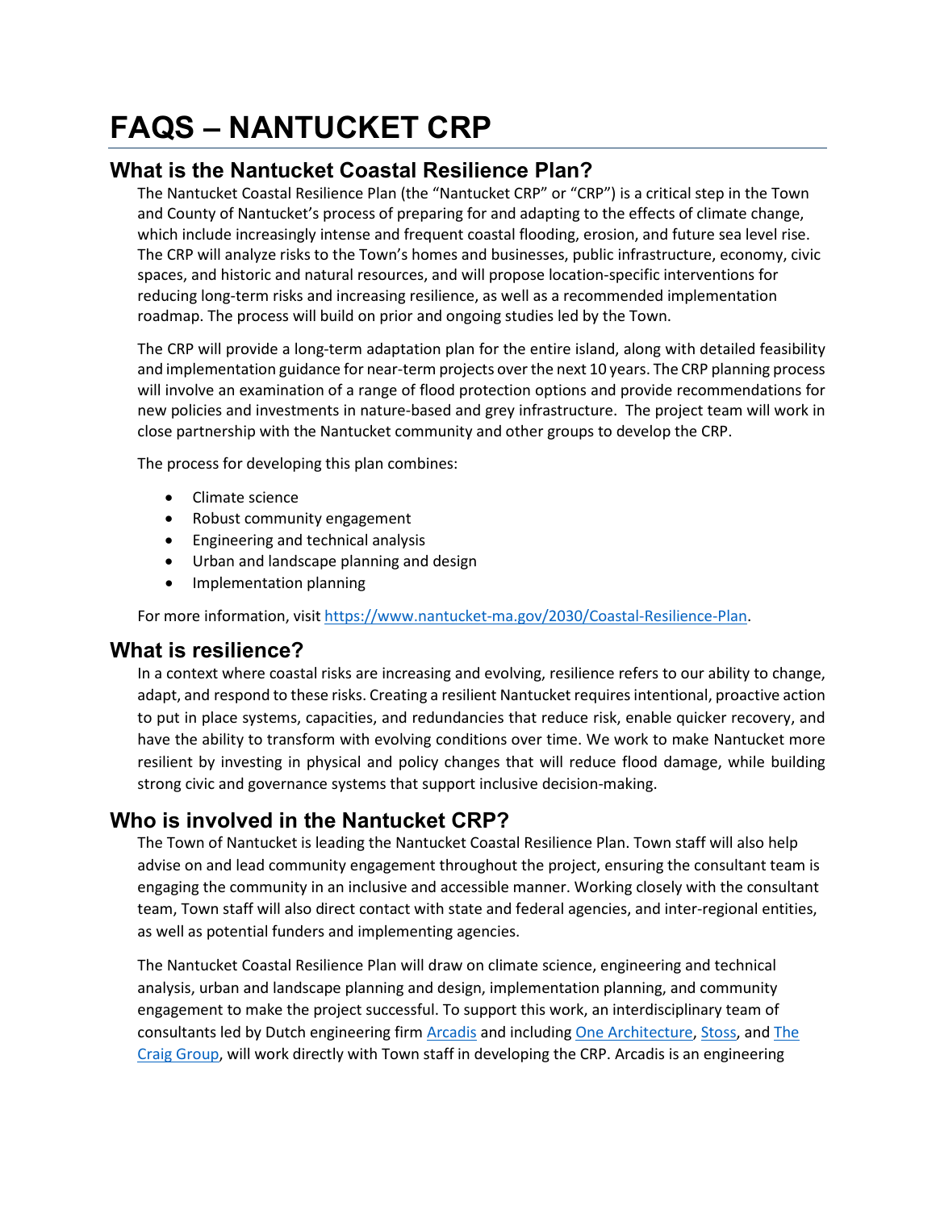# FAQS – NANTUCKET CRP

## What is the Nantucket Coastal Resilience Plan?

The Nantucket Coastal Resilience Plan (the "Nantucket CRP" or "CRP") is a critical step in the Town and County of Nantucket's process of preparing for and adapting to the effects of climate change, which include increasingly intense and frequent coastal flooding, erosion, and future sea level rise. The CRP will analyze risks to the Town's homes and businesses, public infrastructure, economy, civic spaces, and historic and natural resources, and will propose location-specific interventions for reducing long-term risks and increasing resilience, as well as a recommended implementation roadmap. The process will build on prior and ongoing studies led by the Town.

The CRP will provide a long-term adaptation plan for the entire island, along with detailed feasibility and implementation guidance for near-term projects over the next 10 years. The CRP planning process will involve an examination of a range of flood protection options and provide recommendations for new policies and investments in nature-based and grey infrastructure. The project team will work in close partnership with the Nantucket community and other groups to develop the CRP.

The process for developing this plan combines:

- Climate science
- Robust community engagement
- Engineering and technical analysis
- Urban and landscape planning and design
- Implementation planning

For more information, visit [https://www.nantucket-ma.gov/2030/Coastal-Resilience-Plan](https://www.nantucket-ma.gov/2030/Coastal-Resilience-Plan).

## What is resilience?

In a context where coastal risks are increasing and evolving, resilience refers to our ability to change, adapt, and respond to these risks. Creating a resilient Nantucket requires intentional, proactive action to put in place systems, capacities, and redundancies that reduce risk, enable quicker recovery, and have the ability to transform with evolving conditions over time. We work to make Nantucket more resilient by investing in physical and policy changes that will reduce flood damage, while building strong civic and governance systems that support inclusive decision-making.

## Who is involved in the Nantucket CRP?

The Town of Nantucket is leading the Nantucket Coastal Resilience Plan. Town staff will also help advise on and lead community engagement throughout the project, ensuring the consultant team is engaging the community in an inclusive and accessible manner. Working closely with the consultant team, Town staff will also direct contact with state and federal agencies, and inter-regional entities, as well as potential funders and implementing agencies.

The Nantucket Coastal Resilience Plan will draw on climate science, engineering and technical analysis, urban and landscape planning and design, implementation planning, and community engagement to make the project successful. To support this work, an interdisciplinary team of consultants led by Dutch engineering firm Arcadis and including One Architecture, Stoss, and The Craig Group, will work directly with Town staff in developing the CRP. Arcadis is an engineering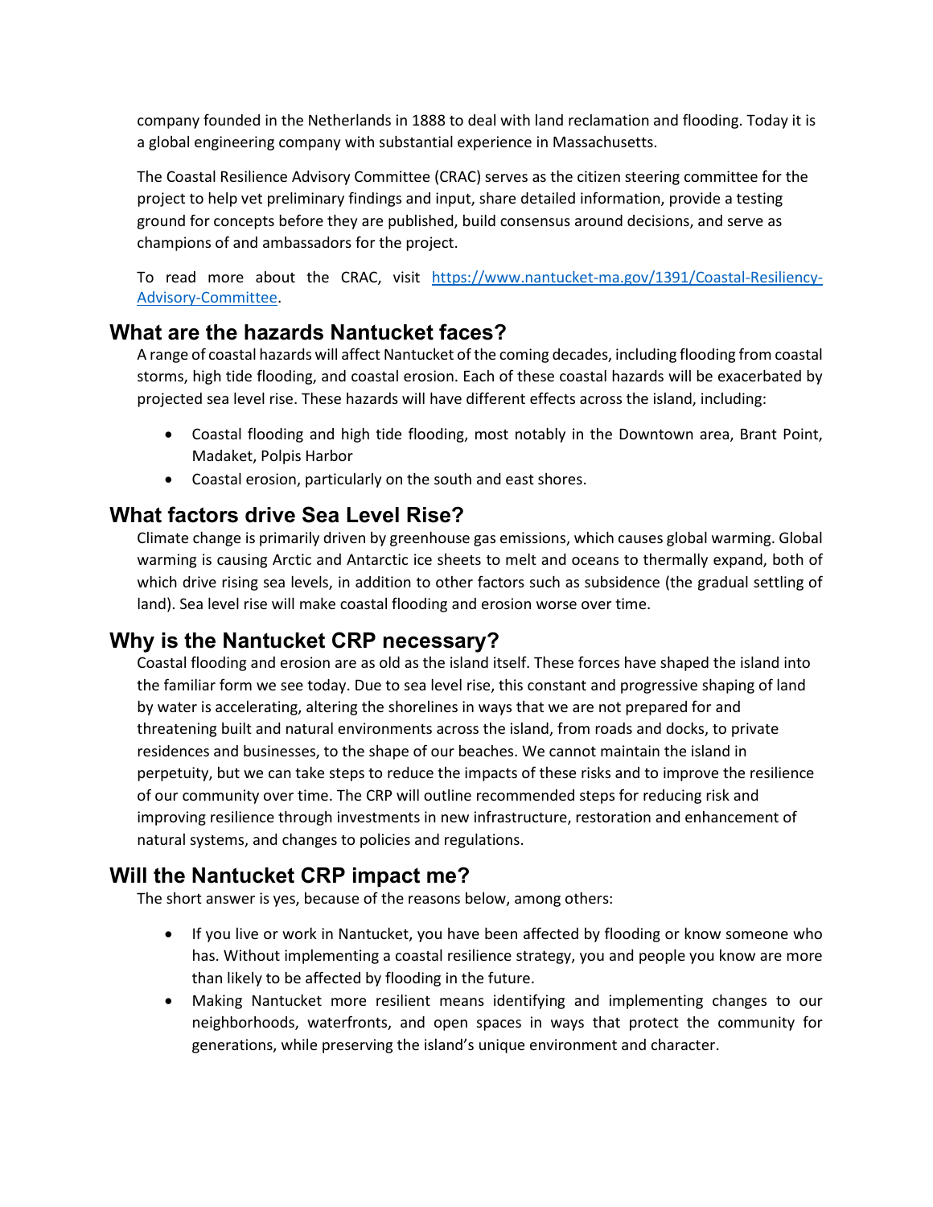company founded in the Netherlands in 1888 to deal with land reclamation and flooding. Today it is a global engineering company with substantial experience in Massachusetts.

The Coastal Resilience Advisory Committee (CRAC) serves as the citizen steering committee for the project to help vet preliminary findings and input, share detailed information, provide a testing ground for concepts before they are published, build consensus around decisions, and serve as champions of and ambassadors for the project.

To read more about the CRAC, visit [https://www.nantucket-ma.gov/1391/Coastal-Resiliency-Advisory-Committee](https://www.nantucket-ma.gov/1391/Coastal-Resiliency-Advisory-Committee).

## What are the hazards Nantucket faces?

A range of coastal hazards will affect Nantucket of the coming decades, including flooding from coastal storms, high tide flooding, and coastal erosion. Each of these coastal hazards will be exacerbated by projected sea level rise. These hazards will have different effects across the island, including:

- Coastal flooding and high tide flooding, most notably in the Downtown area, Brant Point, Madaket, Polpis Harbor
- Coastal erosion, particularly on the south and east shores.

## What factors drive Sea Level Rise?

Climate change is primarily driven by greenhouse gas emissions, which causes global warming. Global warming is causing Arctic and Antarctic ice sheets to melt and oceans to thermally expand, both of which drive rising sea levels, in addition to other factors such as subsidence (the gradual settling of land). Sea level rise will make coastal flooding and erosion worse over time.

## Why is the Nantucket CRP necessary?

Coastal flooding and erosion are as old as the island itself. These forces have shaped the island into the familiar form we see today. Due to sea level rise, this constant and progressive shaping of land by water is accelerating, altering the shorelines in ways that we are not prepared for and threatening built and natural environments across the island, from roads and docks, to private residences and businesses, to the shape of our beaches. We cannot maintain the island in perpetuity, but we can take steps to reduce the impacts of these risks and to improve the resilience of our community over time. The CRP will outline recommended steps for reducing risk and improving resilience through investments in new infrastructure, restoration and enhancement of natural systems, and changes to policies and regulations.

## Will the Nantucket CRP impact me?

The short answer is yes, because of the reasons below, among others:

- If you live or work in Nantucket, you have been affected by flooding or know someone who has. Without implementing a coastal resilience strategy, you and people you know are more than likely to be affected by flooding in the future.
- Making Nantucket more resilient means identifying and implementing changes to our neighborhoods, waterfronts, and open spaces in ways that protect the community for generations, while preserving the island's unique environment and character.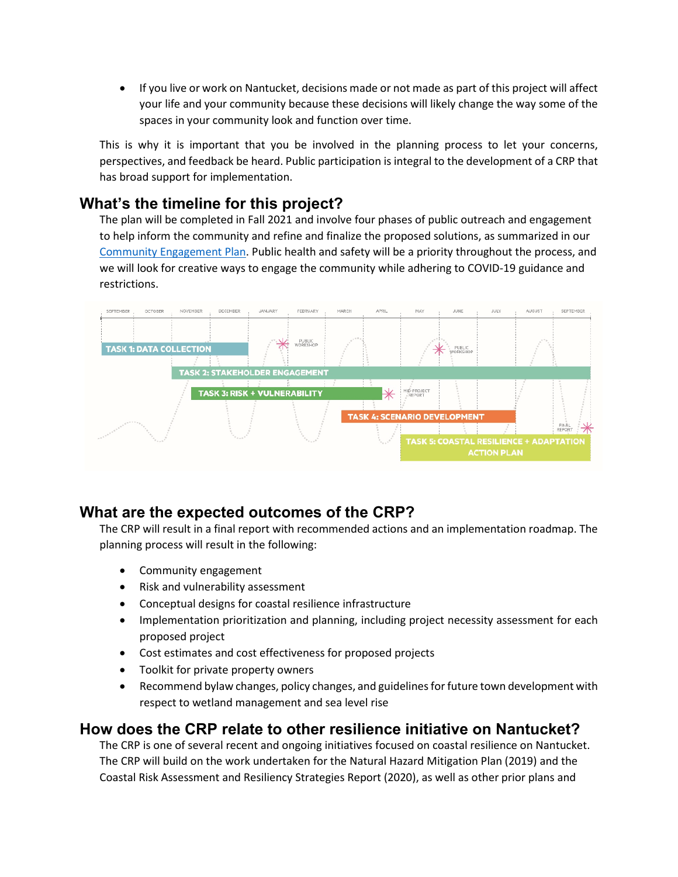- If you live or work on Nantucket, decisions made or not made as part of this project will affect your life and your community because these decisions will likely change the way some of the spaces in your community look and function over time.

This is why it is important that you be involved in the planning process to let your concerns, perspectives, and feedback be heard. Public participation is integral to the development of a CRP that has broad support for implementation.

## What's the timeline for this project?

The plan will be completed in Fall 2021 and involve four phases of public outreach and engagement to help inform the community and refine and finalize the proposed solutions, as summarized in our [Community Engagement Plan](). Public health and safety will be a priority throughout the process, and we will look for creative ways to engage the community while adhering to COVID-19 guidance and restrictions.

SEPTEMBER | OCTOBER | NOVEMBER | DECEMBER | JANUARY | FEBRUARY | MARCH | APRIL | MAY | JUNE | JULY | AUGUST | SEPTEMBER

TASK 1: DATA COLLECTION

PUBLIC WORKSHOP

TASK 2: STAKEHOLDER ENGAGEMENT

TASK 3: RISK + VULNERABILITY

MID-PROJECT REPORT

PUBLIC WORKSHOP

TASK 4: SCENARIO DEVELOPMENT

FINAL REPORT

TASK 5: COASTAL RESILIENCE + ADAPTATION ACTION PLAN

## What are the expected outcomes of the CRP?

The CRP will result in a final report with recommended actions and an implementation roadmap. The planning process will result in the following:

- Community engagement
- Risk and vulnerability assessment
- Conceptual designs for coastal resilience infrastructure
- Implementation prioritization and planning, including project necessity assessment for each proposed project
- Cost estimates and cost effectiveness for proposed projects
- Toolkit for private property owners
- Recommend bylaw changes, policy changes, and guidelines for future town development with respect to wetland management and sea level rise

## How does the CRP relate to other resilience initiative on Nantucket?

The CRP is one of several recent and ongoing initiatives focused on coastal resilience on Nantucket. The CRP will build on the work undertaken for the Natural Hazard Mitigation Plan (2019) and the Coastal Risk Assessment and Resiliency Strategies Report (2020), as well as other prior plans and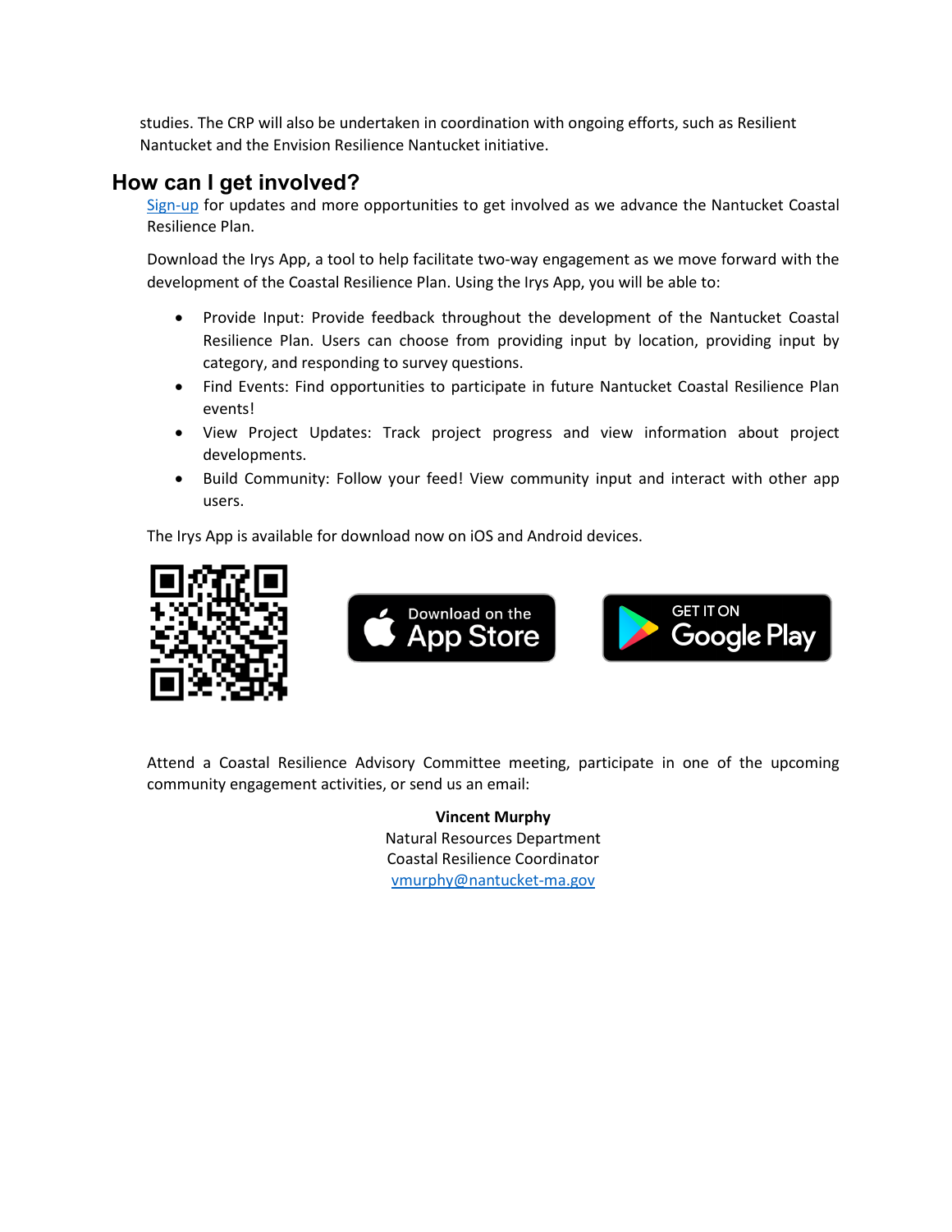studies. The CRP will also be undertaken in coordination with ongoing efforts, such as Resilient Nantucket and the Envision Resilience Nantucket initiative.

## How can I get involved?

Sign-up for updates and more opportunities to get involved as we advance the Nantucket Coastal Resilience Plan.

Download the Irys App, a tool to help facilitate two-way engagement as we move forward with the development of the Coastal Resilience Plan. Using the Irys App, you will be able to:

- Provide Input: Provide feedback throughout the development of the Nantucket Coastal Resilience Plan. Users can choose from providing input by location, providing input by category, and responding to survey questions.
- Find Events: Find opportunities to participate in future Nantucket Coastal Resilience Plan events!
- View Project Updates: Track project progress and view information about project developments.
- Build Community: Follow your feed! View community input and interact with other app users.

The Irys App is available for download now on iOS and Android devices.

Download on the App Store

GET IT ON Google Play

Attend a Coastal Resilience Advisory Committee meeting, participate in one of the upcoming community engagement activities, or send us an email:

**Vincent Murphy**
Natural Resources Department
Coastal Resilience Coordinator
vmurphy@nantucket-ma.gov